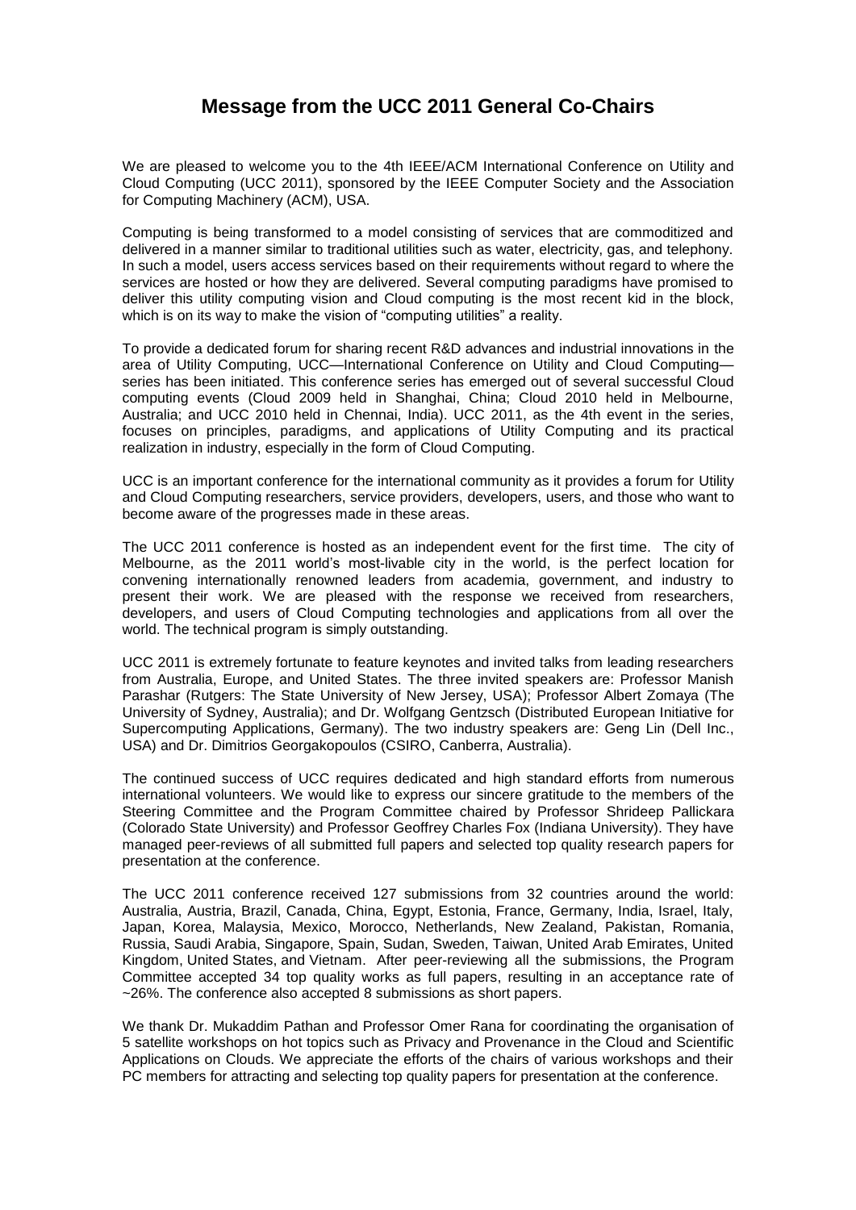# Message from the UCC 2011 General Co-Chairs

We are pleased to welcome you to the 4th IEEE/ACM International Conference on Utility and Cloud Computing (UCC 2011), sponsored by the IEEE Computer Society and the Association for Computing Machinery (ACM), USA.

Computing is being transformed to a model consisting of services that are commoditized and delivered in a manner similar to traditional utilities such as water, electricity, gas, and telephony. In such a model, users access services based on their requirements without regard to where the services are hosted or how they are delivered. Several computing paradigms have promised to deliver this utility computing vision and Cloud computing is the most recent kid in the block, which is on its way to make the vision of "computing utilities" a reality.

To provide a dedicated forum for sharing recent R&D advances and industrial innovations in the area of Utility Computing, UCC—International Conference on Utility and Cloud Computing—series has been initiated. This conference series has emerged out of several successful Cloud computing events (Cloud 2009 held in Shanghai, China; Cloud 2010 held in Melbourne, Australia; and UCC 2010 held in Chennai, India). UCC 2011, as the 4th event in the series, focuses on principles, paradigms, and applications of Utility Computing and its practical realization in industry, especially in the form of Cloud Computing.

UCC is an important conference for the international community as it provides a forum for Utility and Cloud Computing researchers, service providers, developers, users, and those who want to become aware of the progresses made in these areas.

The UCC 2011 conference is hosted as an independent event for the first time. The city of Melbourne, as the 2011 world's most-livable city in the world, is the perfect location for convening internationally renowned leaders from academia, government, and industry to present their work. We are pleased with the response we received from researchers, developers, and users of Cloud Computing technologies and applications from all over the world. The technical program is simply outstanding.

UCC 2011 is extremely fortunate to feature keynotes and invited talks from leading researchers from Australia, Europe, and United States. The three invited speakers are: Professor Manish Parashar (Rutgers: The State University of New Jersey, USA); Professor Albert Zomaya (The University of Sydney, Australia); and Dr. Wolfgang Gentzsch (Distributed European Initiative for Supercomputing Applications, Germany). The two industry speakers are: Geng Lin (Dell Inc., USA) and Dr. Dimitrios Georgakopoulos (CSIRO, Canberra, Australia).

The continued success of UCC requires dedicated and high standard efforts from numerous international volunteers. We would like to express our sincere gratitude to the members of the Steering Committee and the Program Committee chaired by Professor Shrideep Pallickara (Colorado State University) and Professor Geoffrey Charles Fox (Indiana University). They have managed peer-reviews of all submitted full papers and selected top quality research papers for presentation at the conference.

The UCC 2011 conference received 127 submissions from 32 countries around the world: Australia, Austria, Brazil, Canada, China, Egypt, Estonia, France, Germany, India, Israel, Italy, Japan, Korea, Malaysia, Mexico, Morocco, Netherlands, New Zealand, Pakistan, Romania, Russia, Saudi Arabia, Singapore, Spain, Sudan, Sweden, Taiwan, United Arab Emirates, United Kingdom, United States, and Vietnam. After peer-reviewing all the submissions, the Program Committee accepted 34 top quality works as full papers, resulting in an acceptance rate of ~26%. The conference also accepted 8 submissions as short papers.

We thank Dr. Mukaddim Pathan and Professor Omer Rana for coordinating the organisation of 5 satellite workshops on hot topics such as Privacy and Provenance in the Cloud and Scientific Applications on Clouds. We appreciate the efforts of the chairs of various workshops and their PC members for attracting and selecting top quality papers for presentation at the conference.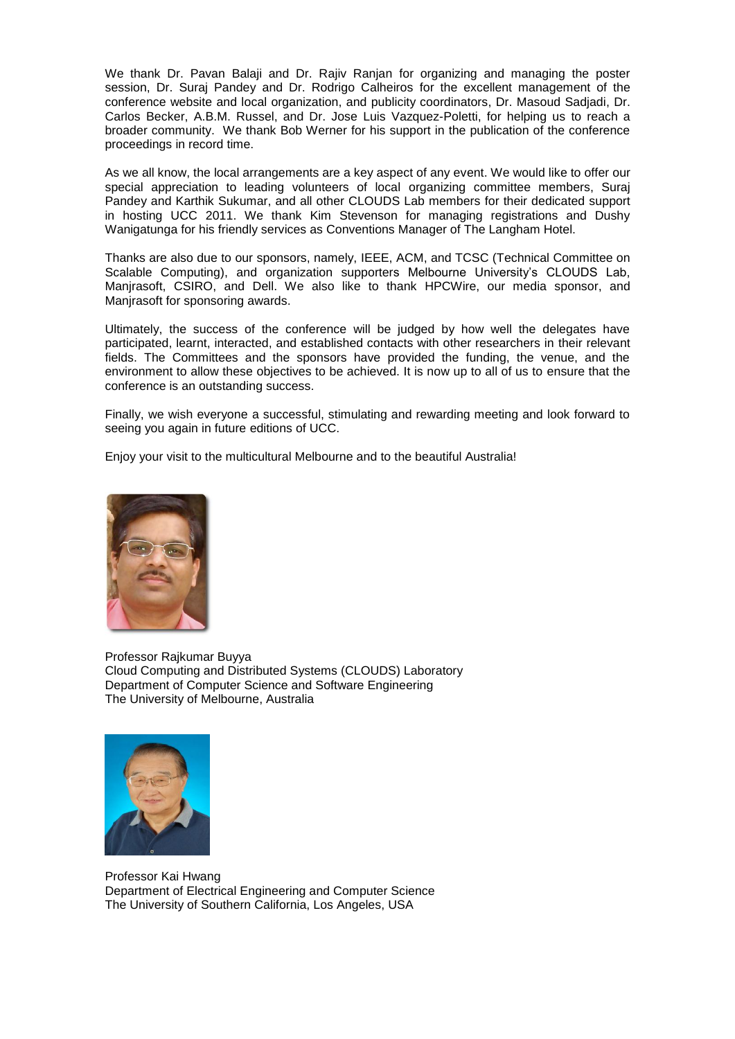We thank Dr. Pavan Balaji and Dr. Rajiv Ranjan for organizing and managing the poster session, Dr. Suraj Pandey and Dr. Rodrigo Calheiros for the excellent management of the conference website and local organization, and publicity coordinators, Dr. Masoud Sadjadi, Dr. Carlos Becker, A.B.M. Russel, and Dr. Jose Luis Vazquez-Poletti, for helping us to reach a broader community. We thank Bob Werner for his support in the publication of the conference proceedings in record time.

As we all know, the local arrangements are a key aspect of any event. We would like to offer our special appreciation to leading volunteers of local organizing committee members, Suraj Pandey and Karthik Sukumar, and all other CLOUDS Lab members for their dedicated support in hosting UCC 2011. We thank Kim Stevenson for managing registrations and Dushy Wanigatunga for his friendly services as Conventions Manager of The Langham Hotel.

Thanks are also due to our sponsors, namely, IEEE, ACM, and TCSC (Technical Committee on Scalable Computing), and organization supporters Melbourne University's CLOUDS Lab, Manjrasoft, CSIRO, and Dell. We also like to thank HPCWire, our media sponsor, and Manjrasoft for sponsoring awards.

Ultimately, the success of the conference will be judged by how well the delegates have participated, learnt, interacted, and established contacts with other researchers in their relevant fields. The Committees and the sponsors have provided the funding, the venue, and the environment to allow these objectives to be achieved. It is now up to all of us to ensure that the conference is an outstanding success.

Finally, we wish everyone a successful, stimulating and rewarding meeting and look forward to seeing you again in future editions of UCC.

Enjoy your visit to the multicultural Melbourne and to the beautiful Australia!

Professor Rajkumar Buyya
Cloud Computing and Distributed Systems (CLOUDS) Laboratory
Department of Computer Science and Software Engineering
The University of Melbourne, Australia

Professor Kai Hwang
Department of Electrical Engineering and Computer Science
The University of Southern California, Los Angeles, USA